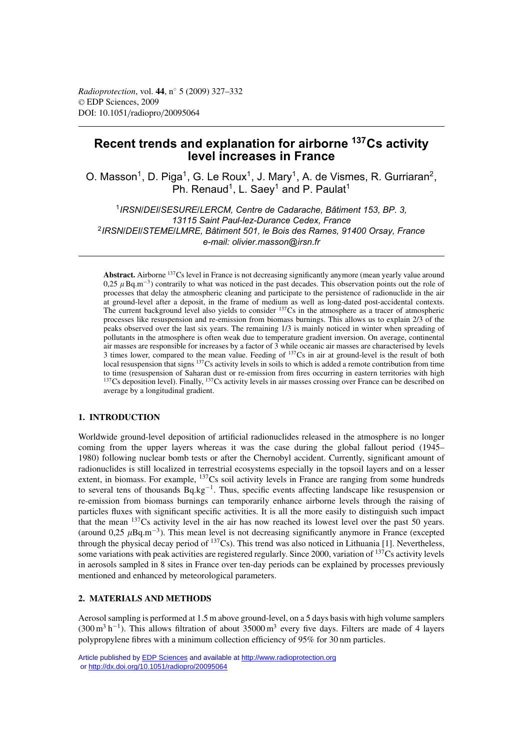*Radioprotection*, vol. **44**, n° 5 (2009) 327–332
© EDP Sciences, 2009
DOI: 10.1051/radiopro/20095064

# Recent trends and explanation for airborne $^{137}$Cs activity level increases in France

O. Masson[1], D. Piga[1], G. Le Roux[1], J. Mary[1], A. de Vismes, R. Gurriaran[2], Ph. Renaud[1], L. Saey[1] and P. Paulat[1]

[1] *IRSN/DEI/SESURE/LERCM, Centre de Cadarache, Bâtiment 153, BP. 3, 13115 Saint Paul-lez-Durance Cedex, France*
[2] *IRSN/DEI/STEME/LMRE, Bâtiment 501, le Bois des Rames, 91400 Orsay, France*
*e-mail: olivier.masson@irsn.fr*

**Abstract.** Airborne $^{137}$Cs level in France is not decreasing significantly anymore (mean yearly value around 0,25 $\mu$Bq.m$^{-3}$) contrarily to what was noticed in the past decades. This observation points out the role of processes that delay the atmospheric cleaning and participate to the persistence of radionuclide in the air at ground-level after a deposit, in the frame of medium as well as long-dated post-accidental contexts. The current background level also yields to consider $^{137}$Cs in the atmosphere as a tracer of atmospheric processes like resuspension and re-emission from biomass burnings. This allows us to explain 2/3 of the peaks observed over the last six years. The remaining 1/3 is mainly noticed in winter when spreading of pollutants in the atmosphere is often weak due to temperature gradient inversion. On average, continental air masses are responsible for increases by a factor of 3 while oceanic air masses are characterised by levels 3 times lower, compared to the mean value. Feeding of $^{137}$Cs in air at ground-level is the result of both local resuspension that signs $^{137}$Cs activity levels in soils to which is added a remote contribution from time to time (resuspension of Saharan dust or re-emission from fires occurring in eastern territories with high $^{137}$Cs deposition level). Finally, $^{137}$Cs activity levels in air masses crossing over France can be described on average by a longitudinal gradient.

## 1. INTRODUCTION

Worldwide ground-level deposition of artificial radionuclides released in the atmosphere is no longer coming from the upper layers whereas it was the case during the global fallout period (1945–1980) following nuclear bomb tests or after the Chernobyl accident. Currently, significant amount of radionuclides is still localized in terrestrial ecosystems especially in the topsoil layers and on a lesser extent, in biomass. For example, $^{137}$Cs soil activity levels in France are ranging from some hundreds to several tens of thousands Bq.kg$^{-1}$. Thus, specific events affecting landscape like resuspension or re-emission from biomass burnings can temporarily enhance airborne levels through the raising of particles fluxes with significant specific activities. It is all the more easily to distinguish such impact that the mean $^{137}$Cs activity level in the air has now reached its lowest level over the past 50 years. (around 0,25 $\mu$Bq.m$^{-3}$). This mean level is not decreasing significantly anymore in France (excepted through the physical decay period of $^{137}$Cs). This trend was also noticed in Lithuania [1]. Nevertheless, some variations with peak activities are registered regularly. Since 2000, variation of $^{137}$Cs activity levels in aerosols sampled in 8 sites in France over ten-day periods can be explained by processes previously mentioned and enhanced by meteorological parameters.

## 2. MATERIALS AND METHODS

Aerosol sampling is performed at 1.5 m above ground-level, on a 5 days basis with high volume samplers (300 m$^3$ h$^{-1}$). This allows filtration of about 35000 m$^3$ every five days. Filters are made of 4 layers polypropylene fibres with a minimum collection efficiency of 95% for 30 nm particles.

Article published by EDP Sciences and available at http://www.radioprotection.org or http://dx.doi.org/10.1051/radiopro/20095064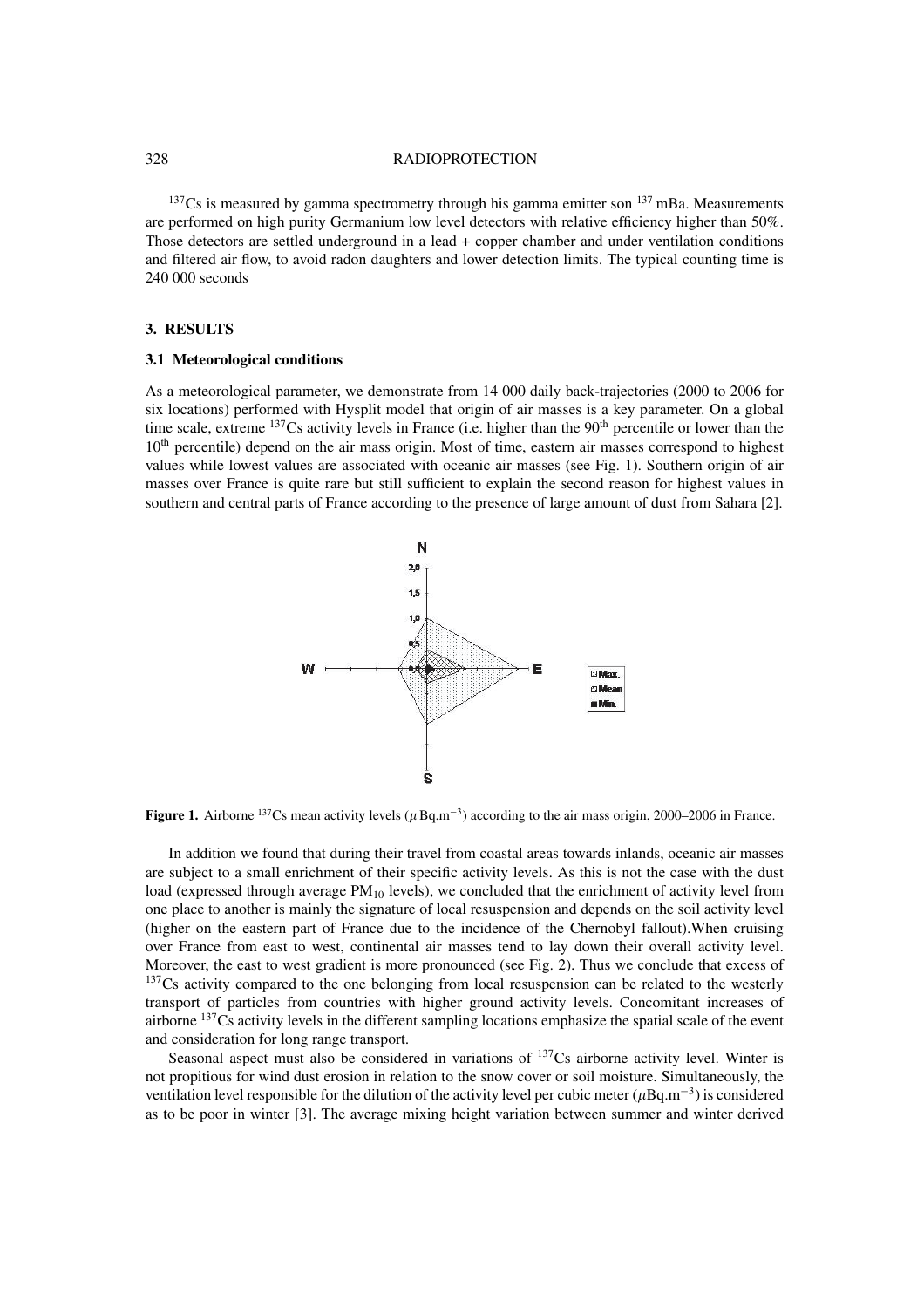$^{137}$Cs is measured by gamma spectrometry through his gamma emitter son $^{137}$ mBa. Measurements are performed on high purity Germanium low level detectors with relative efficiency higher than 50%. Those detectors are settled underground in a lead + copper chamber and under ventilation conditions and filtered air flow, to avoid radon daughters and lower detection limits. The typical counting time is 240 000 seconds

### 3. RESULTS

#### 3.1 Meteorological conditions

As a meteorological parameter, we demonstrate from 14 000 daily back-trajectories (2000 to 2006 for six locations) performed with Hysplit model that origin of air masses is a key parameter. On a global time scale, extreme $^{137}$Cs activity levels in France (i.e. higher than the 90$^{th}$ percentile or lower than the 10$^{th}$ percentile) depend on the air mass origin. Most of time, eastern air masses correspond to highest values while lowest values are associated with oceanic air masses (see Fig. 1). Southern origin of air masses over France is quite rare but still sufficient to explain the second reason for highest values in southern and central parts of France according to the presence of large amount of dust from Sahara [2].

**Figure 1.** Airborne $^{137}$Cs mean activity levels ($\mu$ Bq.m$^{-3}$) according to the air mass origin, 2000–2006 in France.

In addition we found that during their travel from coastal areas towards inlands, oceanic air masses are subject to a small enrichment of their specific activity levels. As this is not the case with the dust load (expressed through average $PM_{10}$ levels), we concluded that the enrichment of activity level from one place to another is mainly the signature of local resuspension and depends on the soil activity level (higher on the eastern part of France due to the incidence of the Chernobyl fallout).When cruising over France from east to west, continental air masses tend to lay down their overall activity level. Moreover, the east to west gradient is more pronounced (see Fig. 2). Thus we conclude that excess of $^{137}$Cs activity compared to the one belonging from local resuspension can be related to the westerly transport of particles from countries with higher ground activity levels. Concomitant increases of airborne $^{137}$Cs activity levels in the different sampling locations emphasize the spatial scale of the event and consideration for long range transport.

Seasonal aspect must also be considered in variations of $^{137}$Cs airborne activity level. Winter is not propitious for wind dust erosion in relation to the snow cover or soil moisture. Simultaneously, the ventilation level responsible for the dilution of the activity level per cubic meter ($\mu$Bq.m$^{-3}$) is considered as to be poor in winter [3]. The average mixing height variation between summer and winter derived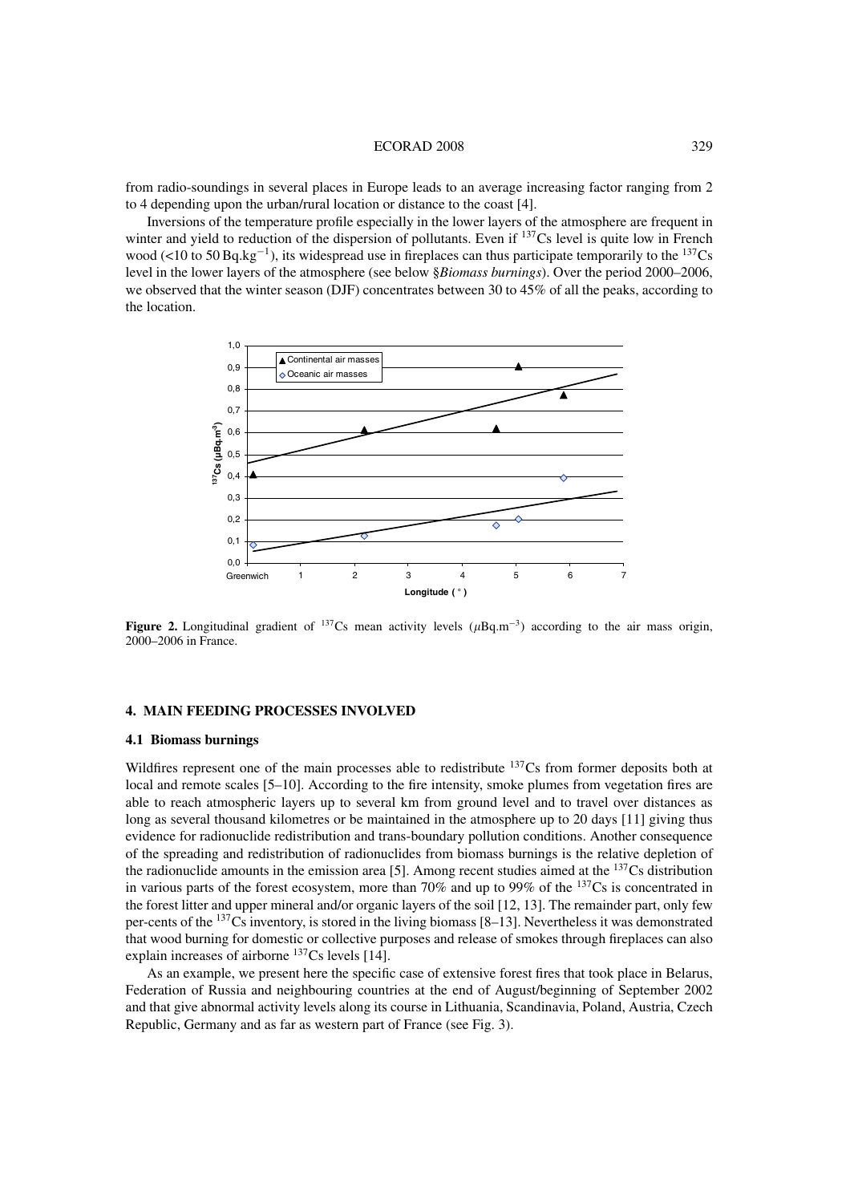from radio-soundings in several places in Europe leads to an average increasing factor ranging from 2 to 4 depending upon the urban/rural location or distance to the coast [4].

Inversions of the temperature profile especially in the lower layers of the atmosphere are frequent in winter and yield to reduction of the dispersion of pollutants. Even if $^{137}$Cs level is quite low in French wood (<10 to 50 Bq.kg$^{-1}$), its widespread use in fireplaces can thus participate temporarily to the $^{137}$Cs level in the lower layers of the atmosphere (see below §*Biomass burnings*). Over the period 2000–2006, we observed that the winter season (DJF) concentrates between 30 to 45% of all the peaks, according to the location.

**Figure 2.** Longitudinal gradient of $^{137}$Cs mean activity levels ($\mu$Bq.m$^{-3}$) according to the air mass origin, 2000–2006 in France.

## 4. MAIN FEEDING PROCESSES INVOLVED

### 4.1 Biomass burnings

Wildfires represent one of the main processes able to redistribute $^{137}$Cs from former deposits both at local and remote scales [5–10]. According to the fire intensity, smoke plumes from vegetation fires are able to reach atmospheric layers up to several km from ground level and to travel over distances as long as several thousand kilometres or be maintained in the atmosphere up to 20 days [11] giving thus evidence for radionuclide redistribution and trans-boundary pollution conditions. Another consequence of the spreading and redistribution of radionuclides from biomass burnings is the relative depletion of the radionuclide amounts in the emission area [5]. Among recent studies aimed at the $^{137}$Cs distribution in various parts of the forest ecosystem, more than 70% and up to 99% of the $^{137}$Cs is concentrated in the forest litter and upper mineral and/or organic layers of the soil [12, 13]. The remainder part, only few per-cents of the $^{137}$Cs inventory, is stored in the living biomass [8–13]. Nevertheless it was demonstrated that wood burning for domestic or collective purposes and release of smokes through fireplaces can also explain increases of airborne $^{137}$Cs levels [14].

As an example, we present here the specific case of extensive forest fires that took place in Belarus, Federation of Russia and neighbouring countries at the end of August/beginning of September 2002 and that give abnormal activity levels along its course in Lithuania, Scandinavia, Poland, Austria, Czech Republic, Germany and as far as western part of France (see Fig. 3).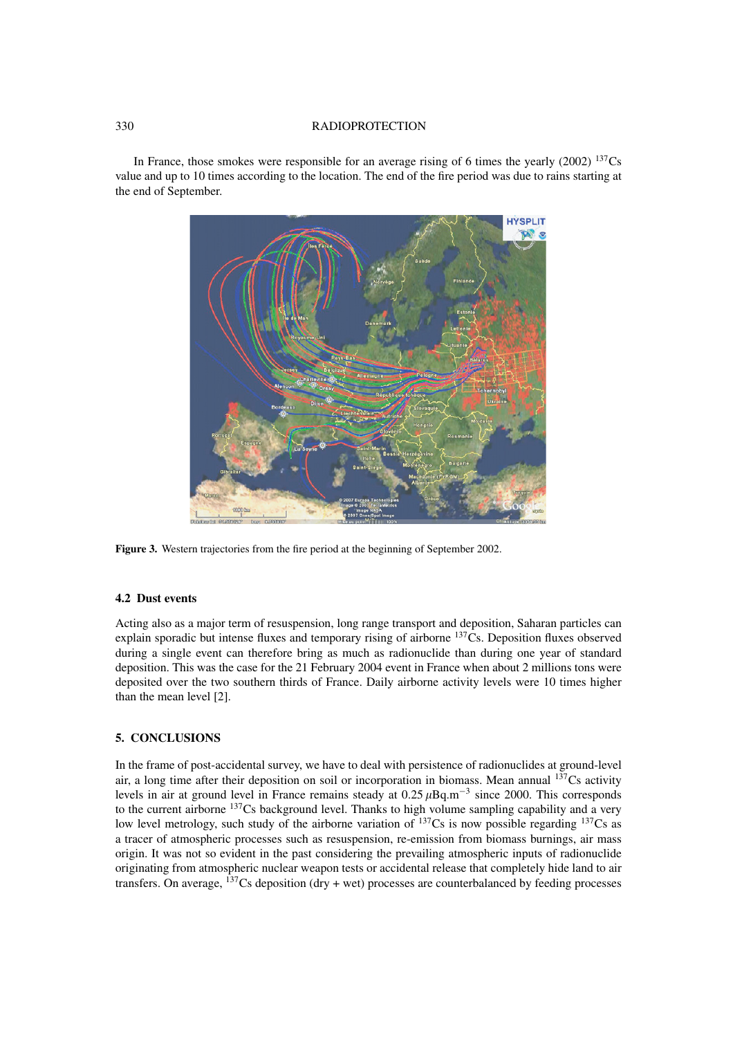In France, those smokes were responsible for an average rising of 6 times the yearly (2002) $^{137}$Cs value and up to 10 times according to the location. The end of the fire period was due to rains starting at the end of September.

**Figure 3.** Western trajectories from the fire period at the beginning of September 2002.

### 4.2 Dust events

Acting also as a major term of resuspension, long range transport and deposition, Saharan particles can explain sporadic but intense fluxes and temporary rising of airborne $^{137}$Cs. Deposition fluxes observed during a single event can therefore bring as much as radionuclide than during one year of standard deposition. This was the case for the 21 February 2004 event in France when about 2 millions tons were deposited over the two southern thirds of France. Daily airborne activity levels were 10 times higher than the mean level [2].

## 5. CONCLUSIONS

In the frame of post-accidental survey, we have to deal with persistence of radionuclides at ground-level air, a long time after their deposition on soil or incorporation in biomass. Mean annual $^{137}$Cs activity levels in air at ground level in France remains steady at 0.25 $\mu$Bq.m$^{-3}$ since 2000. This corresponds to the current airborne $^{137}$Cs background level. Thanks to high volume sampling capability and a very low level metrology, such study of the airborne variation of $^{137}$Cs is now possible regarding $^{137}$Cs as a tracer of atmospheric processes such as resuspension, re-emission from biomass burnings, air mass origin. It was not so evident in the past considering the prevailing atmospheric inputs of radionuclide originating from atmospheric nuclear weapon tests or accidental release that completely hide land to air transfers. On average, $^{137}$Cs deposition (dry + wet) processes are counterbalanced by feeding processes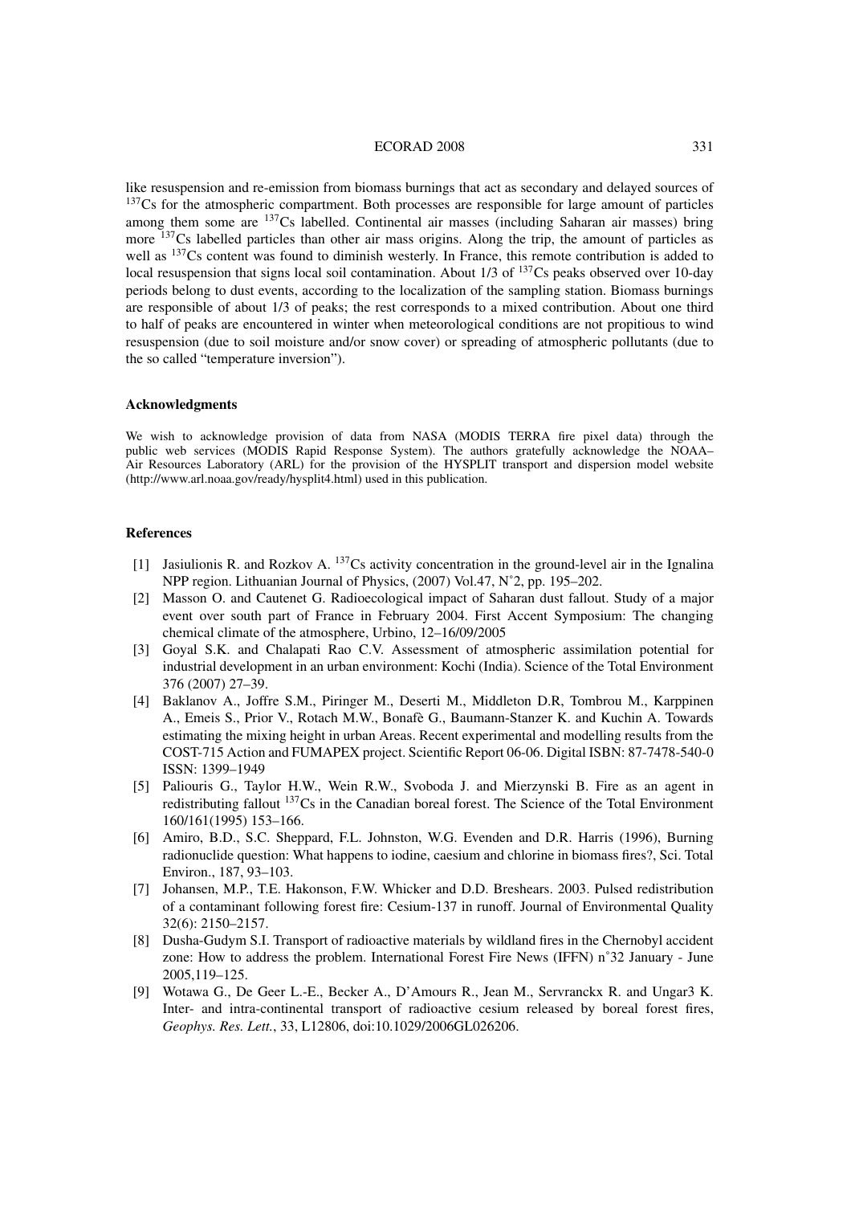like resuspension and re-emission from biomass burnings that act as secondary and delayed sources of $^{137}$Cs for the atmospheric compartment. Both processes are responsible for large amount of particles among them some are $^{137}$Cs labelled. Continental air masses (including Saharan air masses) bring more $^{137}$Cs labelled particles than other air mass origins. Along the trip, the amount of particles as well as $^{137}$Cs content was found to diminish westerly. In France, this remote contribution is added to local resuspension that signs local soil contamination. About 1/3 of $^{137}$Cs peaks observed over 10-day periods belong to dust events, according to the localization of the sampling station. Biomass burnings are responsible of about 1/3 of peaks; the rest corresponds to a mixed contribution. About one third to half of peaks are encountered in winter when meteorological conditions are not propitious to wind resuspension (due to soil moisture and/or snow cover) or spreading of atmospheric pollutants (due to the so called "temperature inversion").

## Acknowledgments

We wish to acknowledge provision of data from NASA (MODIS TERRA fire pixel data) through the public web services (MODIS Rapid Response System). The authors gratefully acknowledge the NOAA–Air Resources Laboratory (ARL) for the provision of the HYSPLIT transport and dispersion model website (http://www.arl.noaa.gov/ready/hysplit4.html) used in this publication.

## References

[1] Jasiulionis R. and Rozkov A. $^{137}$Cs activity concentration in the ground-level air in the Ignalina NPP region. Lithuanian Journal of Physics, (2007) Vol.47, N˚2, pp. 195–202.

[2] Masson O. and Cautenet G. Radioecological impact of Saharan dust fallout. Study of a major event over south part of France in February 2004. First Accent Symposium: The changing chemical climate of the atmosphere, Urbino, 12–16/09/2005

[3] Goyal S.K. and Chalapati Rao C.V. Assessment of atmospheric assimilation potential for industrial development in an urban environment: Kochi (India). Science of the Total Environment 376 (2007) 27–39.

[4] Baklanov A., Joffre S.M., Piringer M., Deserti M., Middleton D.R, Tombrou M., Karppinen A., Emeis S., Prior V., Rotach M.W., Bonafè G., Baumann-Stanzer K. and Kuchin A. Towards estimating the mixing height in urban Areas. Recent experimental and modelling results from the COST-715 Action and FUMAPEX project. Scientific Report 06-06. Digital ISBN: 87-7478-540-0 ISSN: 1399–1949

[5] Paliouris G., Taylor H.W., Wein R.W., Svoboda J. and Mierzynski B. Fire as an agent in redistributing fallout $^{137}$Cs in the Canadian boreal forest. The Science of the Total Environment 160/161(1995) 153–166.

[6] Amiro, B.D., S.C. Sheppard, F.L. Johnston, W.G. Evenden and D.R. Harris (1996), Burning radionuclide question: What happens to iodine, caesium and chlorine in biomass fires?, Sci. Total Environ., 187, 93–103.

[7] Johansen, M.P., T.E. Hakonson, F.W. Whicker and D.D. Breshears. 2003. Pulsed redistribution of a contaminant following forest fire: Cesium-137 in runoff. Journal of Environmental Quality 32(6): 2150–2157.

[8] Dusha-Gudym S.I. Transport of radioactive materials by wildland fires in the Chernobyl accident zone: How to address the problem. International Forest Fire News (IFFN) n˚32 January - June 2005,119–125.

[9] Wotawa G., De Geer L.-E., Becker A., D'Amours R., Jean M., Servranckx R. and Ungar3 K. Inter- and intra-continental transport of radioactive cesium released by boreal forest fires, *Geophys. Res. Lett.*, 33, L12806, doi:10.1029/2006GL026206.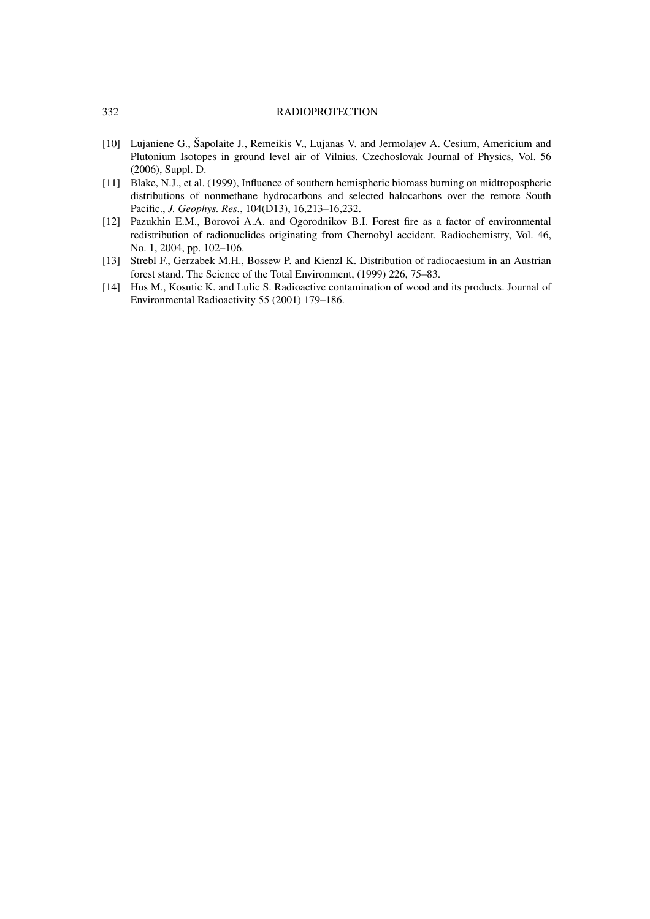[10] Lujaniene G., Šapolaite J., Remeikis V., Lujanas V. and Jermolajev A. Cesium, Americium and Plutonium Isotopes in ground level air of Vilnius. Czechoslovak Journal of Physics, Vol. 56 (2006), Suppl. D.

[11] Blake, N.J., et al. (1999), Influence of southern hemispheric biomass burning on midtropospheric distributions of nonmethane hydrocarbons and selected halocarbons over the remote South Pacific., *J. Geophys. Res.*, 104(D13), 16,213–16,232.

[12] Pazukhin E.M., Borovoi A.A. and Ogorodnikov B.I. Forest fire as a factor of environmental redistribution of radionuclides originating from Chernobyl accident. Radiochemistry, Vol. 46, No. 1, 2004, pp. 102–106.

[13] Strebl F., Gerzabek M.H., Bossew P. and Kienzl K. Distribution of radiocaesium in an Austrian forest stand. The Science of the Total Environment, (1999) 226, 75–83.

[14] Hus M., Kosutic K. and Lulic S. Radioactive contamination of wood and its products. Journal of Environmental Radioactivity 55 (2001) 179–186.